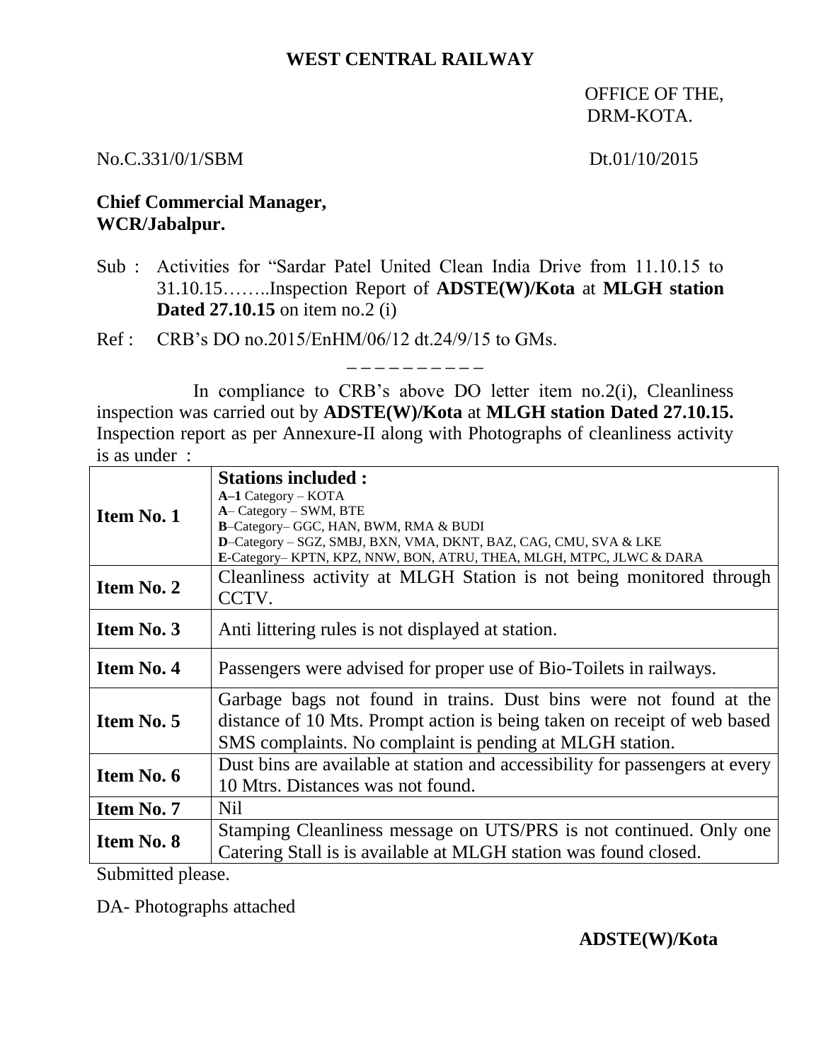**WEST CENTRAL RAILWAY**

OFFICE OF THE,
DRM-KOTA.

No.C.331/0/1/SBM Dt.01/10/2015

**Chief Commercial Manager,**
**WCR/Jabalpur.**

Sub : Activities for "Sardar Patel United Clean India Drive from 11.10.15 to 31.10.15……..Inspection Report of **ADSTE(W)/Kota** at **MLGH station Dated 27.10.15** on item no.2 (i)

Ref : CRB's DO no.2015/EnHM/06/12 dt.24/9/15 to GMs.

– – – – – – – – – – –

In compliance to CRB's above DO letter item no.2(i), Cleanliness inspection was carried out by **ADSTE(W)/Kota** at **MLGH station Dated 27.10.15.** Inspection report as per Annexure-II along with Photographs of cleanliness activity is as under :

| | |
|---|---|
| **Item No. 1** | **Stations included :**<br>**A–1** Category – KOTA<br>**A**– Category – SWM, BTE<br>**B**–Category– GGC, HAN, BWM, RMA & BUDI<br>**D**–Category – SGZ, SMBJ, BXN, VMA, DKNT, BAZ, CAG, CMU, SVA & LKE<br>**E**-Category– KPTN, KPZ, NNW, BON, ATRU, THEA, MLGH, MTPC, JLWC & DARA |
| **Item No. 2** | Cleanliness activity at MLGH Station is not being monitored through CCTV. |
| **Item No. 3** | Anti littering rules is not displayed at station. |
| **Item No. 4** | Passengers were advised for proper use of Bio-Toilets in railways. |
| **Item No. 5** | Garbage bags not found in trains. Dust bins were not found at the distance of 10 Mts. Prompt action is being taken on receipt of web based SMS complaints. No complaint is pending at MLGH station. |
| **Item No. 6** | Dust bins are available at station and accessibility for passengers at every 10 Mtrs. Distances was not found. |
| **Item No. 7** | Nil |
| **Item No. 8** | Stamping Cleanliness message on UTS/PRS is not continued. Only one Catering Stall is is available at MLGH station was found closed. |

Submitted please.

DA- Photographs attached

**ADSTE(W)/Kota**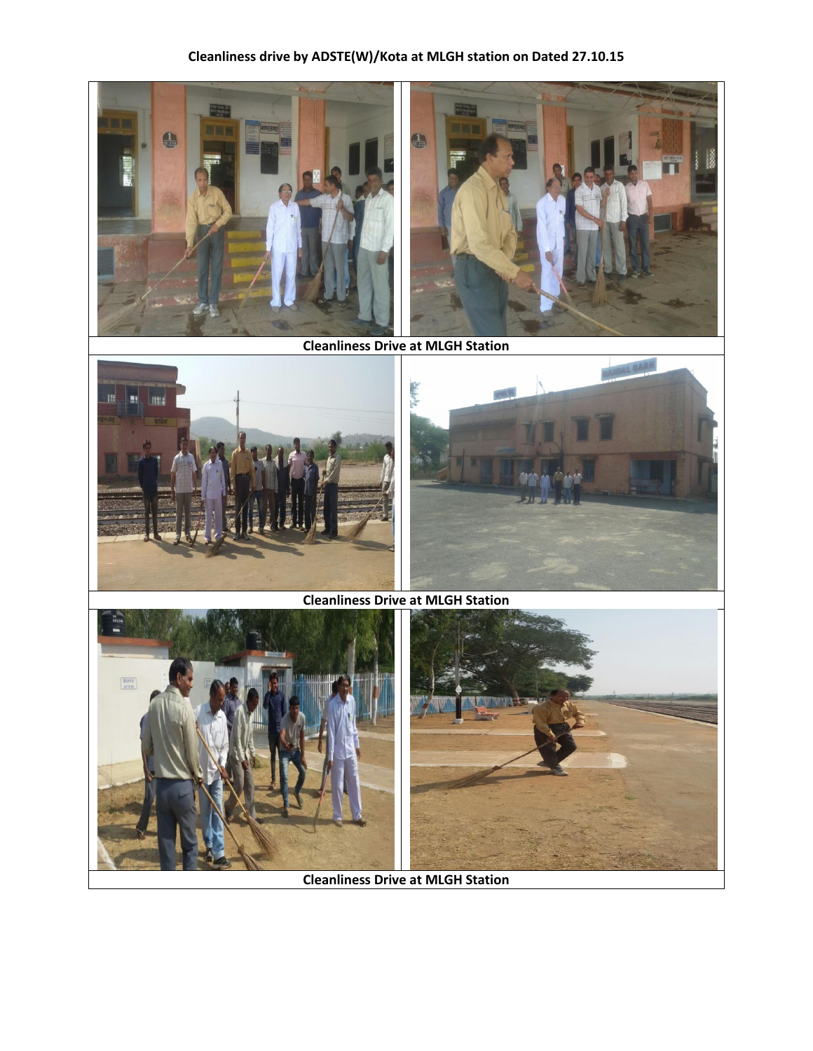**Cleanliness drive by ADSTE(W)/Kota at MLGH station on Dated 27.10.15**

**Cleanliness Drive at MLGH Station**

**Cleanliness Drive at MLGH Station**

**Cleanliness Drive at MLGH Station**